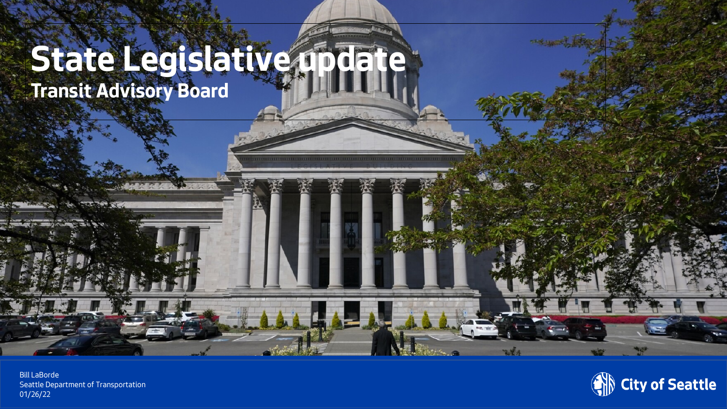# State Legislative update

## Transit Advisory Board

Bill LaBorde
Seattle Department of Transportation
01/26/22

City of Seattle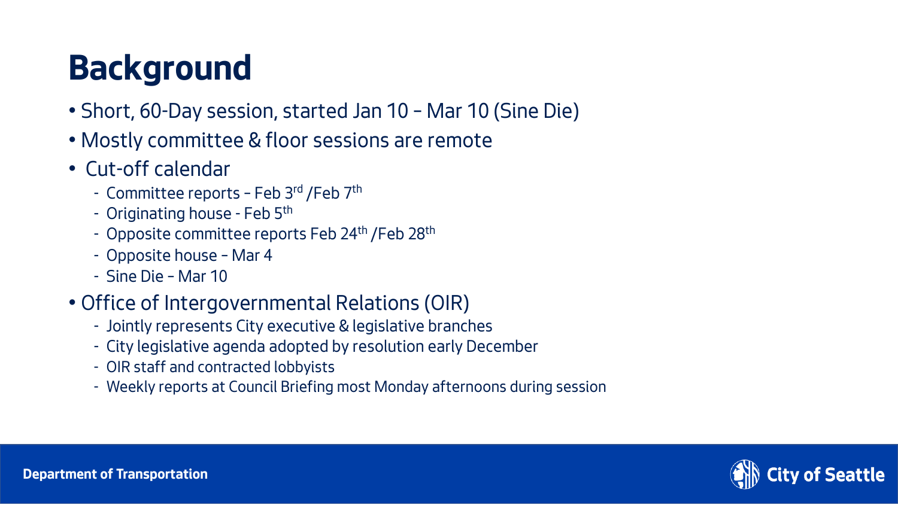# Background

- Short, 60-Day session, started Jan 10 – Mar 10 (Sine Die)
- Mostly committee & floor sessions are remote
- Cut-off calendar
  - Committee reports – Feb 3rd /Feb 7th
  - Originating house - Feb 5th
  - Opposite committee reports Feb 24th /Feb 28th
  - Opposite house – Mar 4
  - Sine Die – Mar 10
- Office of Intergovernmental Relations (OIR)
  - Jointly represents City executive & legislative branches
  - City legislative agenda adopted by resolution early December
  - OIR staff and contracted lobbyists
  - Weekly reports at Council Briefing most Monday afternoons during session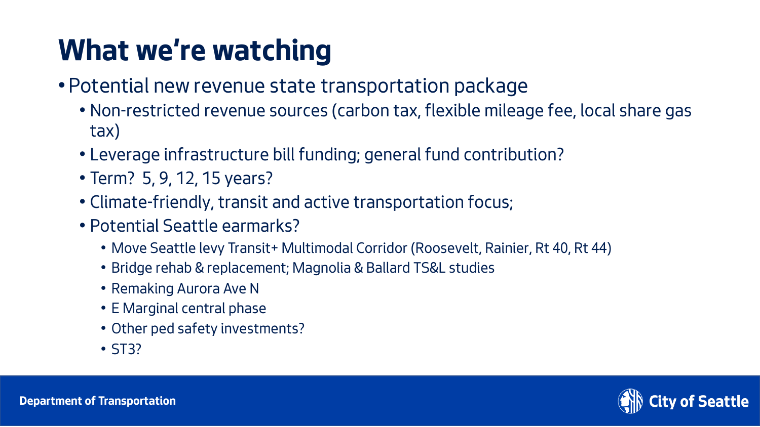# What we're watching

- Potential new revenue state transportation package
  - Non-restricted revenue sources (carbon tax, flexible mileage fee, local share gas tax)
  - Leverage infrastructure bill funding; general fund contribution?
  - Term? 5, 9, 12, 15 years?
  - Climate-friendly, transit and active transportation focus;
  - Potential Seattle earmarks?
    - Move Seattle levy Transit+ Multimodal Corridor (Roosevelt, Rainier, Rt 40, Rt 44)
    - Bridge rehab & replacement; Magnolia & Ballard TS&L studies
    - Remaking Aurora Ave N
    - E Marginal central phase
    - Other ped safety investments?
    - ST3?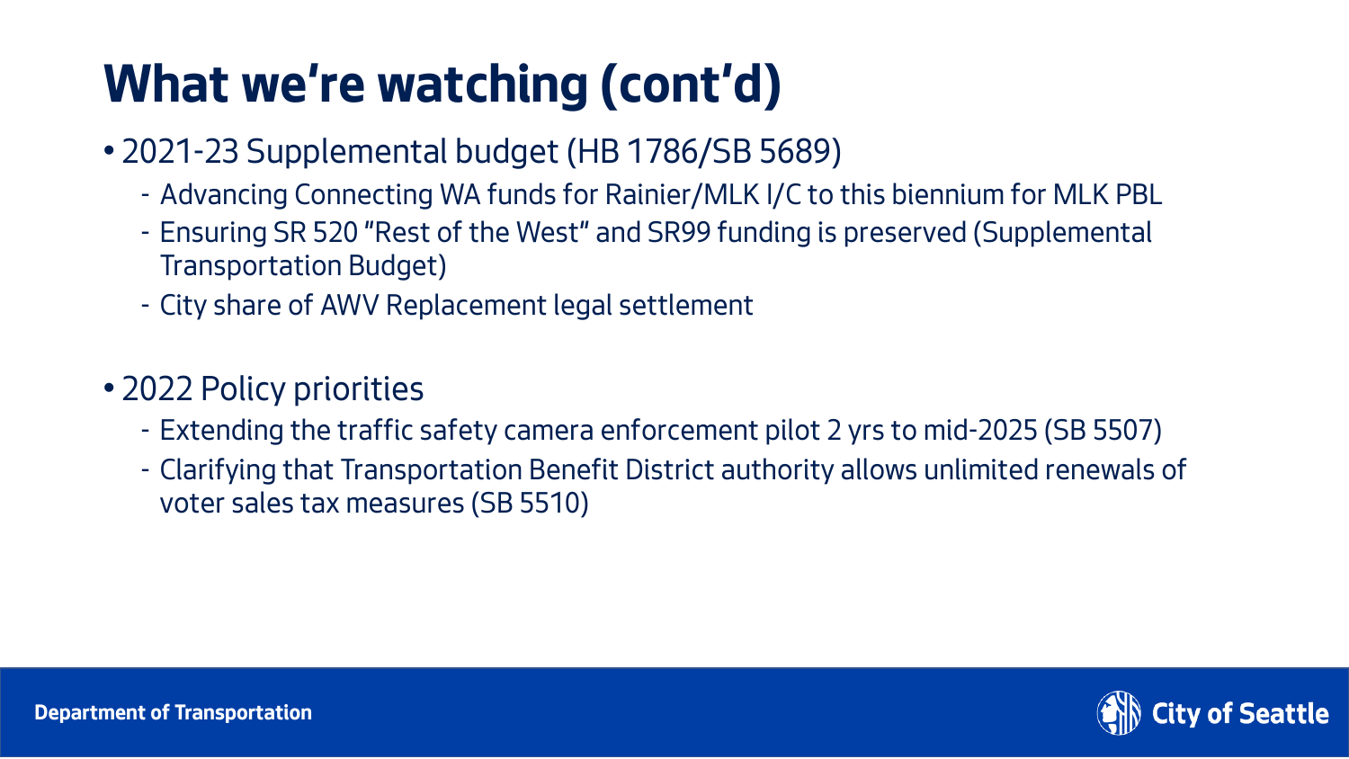# What we're watching (cont'd)

- 2021-23 Supplemental budget (HB 1786/SB 5689)
  - Advancing Connecting WA funds for Rainier/MLK I/C to this biennium for MLK PBL
  - Ensuring SR 520 "Rest of the West" and SR99 funding is preserved (Supplemental Transportation Budget)
  - City share of AWV Replacement legal settlement

- 2022 Policy priorities
  - Extending the traffic safety camera enforcement pilot 2 yrs to mid-2025 (SB 5507)
  - Clarifying that Transportation Benefit District authority allows unlimited renewals of voter sales tax measures (SB 5510)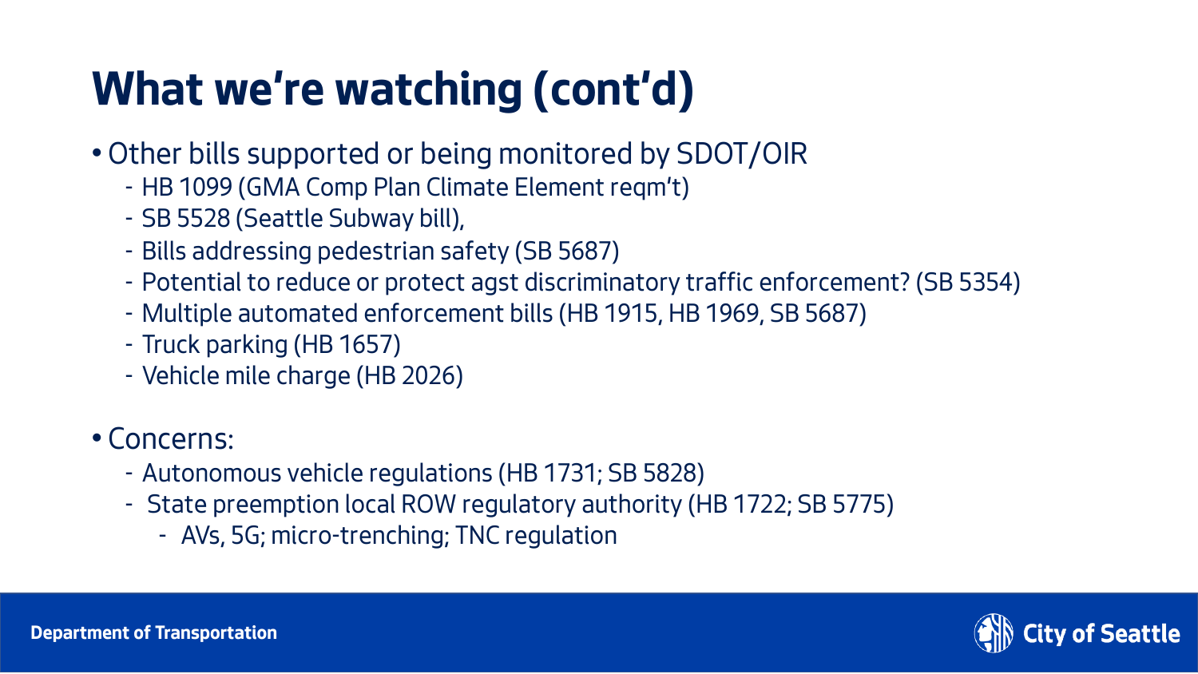# What we're watching (cont'd)

- Other bills supported or being monitored by SDOT/OIR
  - HB 1099 (GMA Comp Plan Climate Element reqm't)
  - SB 5528 (Seattle Subway bill),
  - Bills addressing pedestrian safety (SB 5687)
  - Potential to reduce or protect agst discriminatory traffic enforcement? (SB 5354)
  - Multiple automated enforcement bills (HB 1915, HB 1969, SB 5687)
  - Truck parking (HB 1657)
  - Vehicle mile charge (HB 2026)

- Concerns:
  - Autonomous vehicle regulations (HB 1731; SB 5828)
  - State preemption local ROW regulatory authority (HB 1722; SB 5775)
    - AVs, 5G; micro-trenching; TNC regulation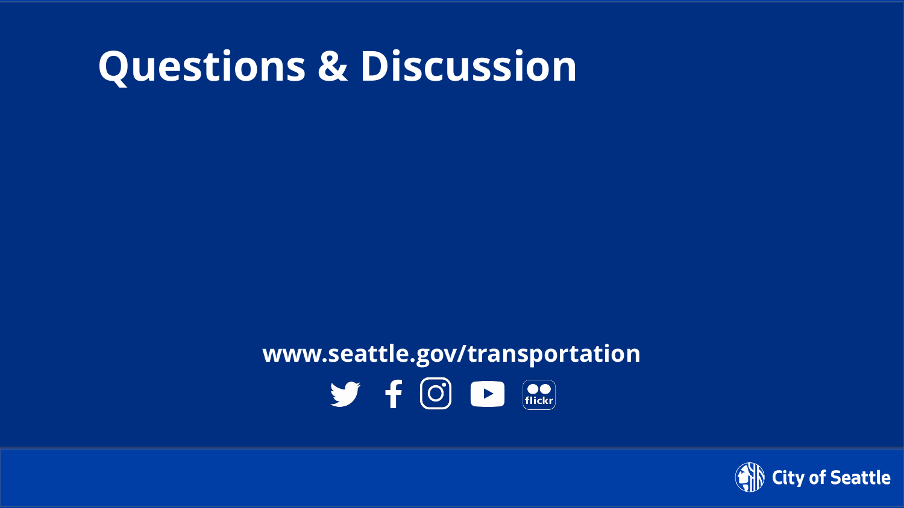# Questions & Discussion

**www.seattle.gov/transportation**

flickr

City of Seattle